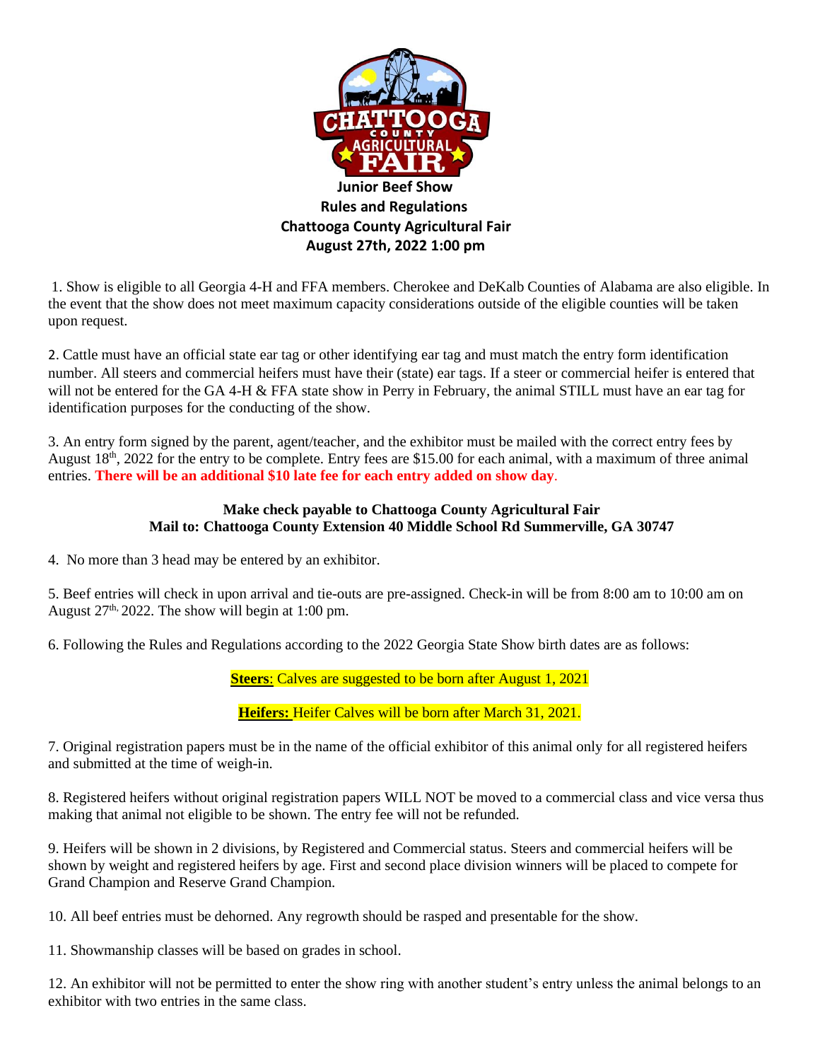**Junior Beef Show**
**Rules and Regulations**
**Chattooga County Agricultural Fair**
**August 27th, 2022 1:00 pm**

1. Show is eligible to all Georgia 4-H and FFA members. Cherokee and DeKalb Counties of Alabama are also eligible. In the event that the show does not meet maximum capacity considerations outside of the eligible counties will be taken upon request.

2. Cattle must have an official state ear tag or other identifying ear tag and must match the entry form identification number. All steers and commercial heifers must have their (state) ear tags. If a steer or commercial heifer is entered that will not be entered for the GA 4-H & FFA state show in Perry in February, the animal STILL must have an ear tag for identification purposes for the conducting of the show.

3. An entry form signed by the parent, agent/teacher, and the exhibitor must be mailed with the correct entry fees by August 18th, 2022 for the entry to be complete. Entry fees are $15.00 for each animal, with a maximum of three animal entries. **There will be an additional $10 late fee for each entry added on show day**.

**Make check payable to Chattooga County Agricultural Fair**
**Mail to: Chattooga County Extension 40 Middle School Rd Summerville, GA 30747**

4. No more than 3 head may be entered by an exhibitor.

5. Beef entries will check in upon arrival and tie-outs are pre-assigned. Check-in will be from 8:00 am to 10:00 am on August 27th, 2022. The show will begin at 1:00 pm.

6. Following the Rules and Regulations according to the 2022 Georgia State Show birth dates are as follows:

**Steers**: Calves are suggested to be born after August 1, 2021

**Heifers:** Heifer Calves will be born after March 31, 2021.

7. Original registration papers must be in the name of the official exhibitor of this animal only for all registered heifers and submitted at the time of weigh-in.

8. Registered heifers without original registration papers WILL NOT be moved to a commercial class and vice versa thus making that animal not eligible to be shown. The entry fee will not be refunded.

9. Heifers will be shown in 2 divisions, by Registered and Commercial status. Steers and commercial heifers will be shown by weight and registered heifers by age. First and second place division winners will be placed to compete for Grand Champion and Reserve Grand Champion.

10. All beef entries must be dehorned. Any regrowth should be rasped and presentable for the show.

11. Showmanship classes will be based on grades in school.

12. An exhibitor will not be permitted to enter the show ring with another student's entry unless the animal belongs to an exhibitor with two entries in the same class.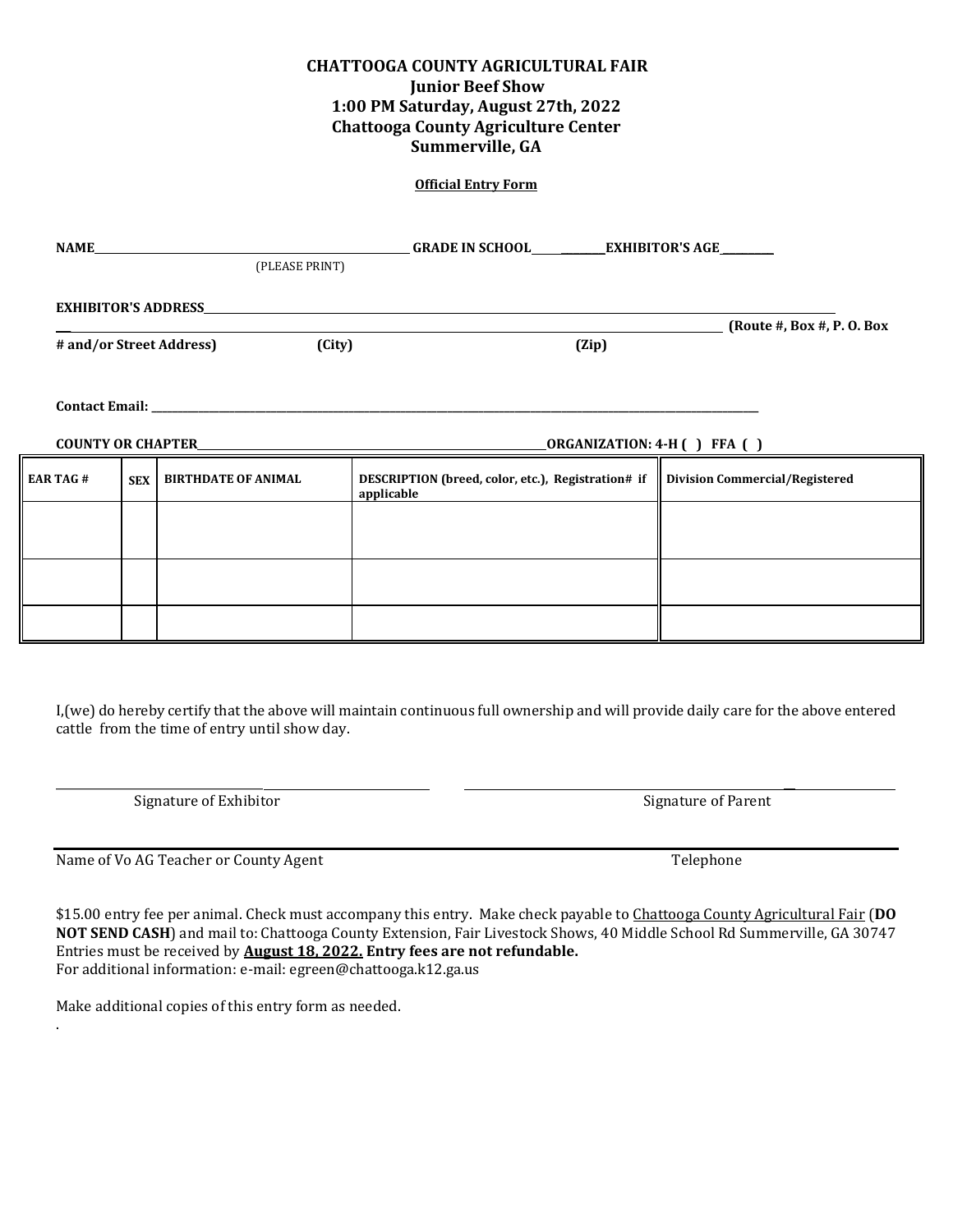**CHATTOOGA COUNTY AGRICULTURAL FAIR**
**Junior Beef Show**
**1:00 PM Saturday, August 27th, 2022**
**Chattooga County Agriculture Center**
**Summerville, GA**

**Official Entry Form**

**NAME**\_\_\_\_\_\_\_\_\_\_\_\_\_\_\_\_\_\_\_\_\_\_\_\_\_\_\_\_\_\_\_\_\_\_\_\_\_\_\_\_ **GRADE IN SCHOOL**\_\_\_\_\_\_\_\_\_\_\_\_\_**EXHIBITOR'S AGE**\_\_\_\_\_\_\_\_
(PLEASE PRINT)

**EXHIBITOR'S ADDRESS**\_\_\_\_\_\_\_\_\_\_\_\_\_\_\_\_\_\_\_\_\_\_\_\_\_\_\_\_\_\_\_\_\_\_\_\_\_\_\_\_\_\_\_\_\_\_\_\_\_\_\_\_\_\_\_\_\_\_\_\_\_\_\_\_

\_\_\_\_\_\_\_\_\_\_\_\_\_\_\_\_\_\_\_\_\_\_\_\_\_\_\_\_\_\_\_\_\_\_\_\_\_\_\_\_\_\_\_\_\_\_\_\_\_\_\_\_\_\_\_\_\_\_\_\_\_\_\_\_\_\_\_\_\_\_\_\_ **(Route #, Box #, P. O. Box # and/or Street Address) (City) (Zip)**

**Contact Email:** \_\_\_\_\_\_\_\_\_\_\_\_\_\_\_\_\_\_\_\_\_\_\_\_\_\_\_\_\_\_\_\_\_\_\_\_\_\_\_\_\_\_\_\_\_\_\_\_\_\_\_\_\_\_\_\_\_\_\_\_\_\_\_\_

**COUNTY OR CHAPTER**\_\_\_\_\_\_\_\_\_\_\_\_\_\_\_\_\_\_\_\_\_\_\_\_\_\_\_\_\_\_\_\_\_\_\_\_\_\_\_\_**ORGANIZATION: 4-H ( ) FFA ( )**

| EAR TAG # | SEX | BIRTHDATE OF ANIMAL | DESCRIPTION (breed, color, etc.), Registration# if applicable | Division Commercial/Registered |
|---|---|---|---|---|
| | | | | |
| | | | | |
| | | | | |

I,(we) do hereby certify that the above will maintain continuous full ownership and will provide daily care for the above entered cattle from the time of entry until show day.

\_\_\_\_\_\_\_\_\_\_\_\_\_\_\_\_\_\_\_\_\_\_\_\_\_\_\_\_\_\_ \_\_\_\_\_\_\_\_\_\_\_\_\_\_\_\_\_\_\_\_\_\_\_\_\_\_\_\_\_\_
Signature of Exhibitor Signature of Parent

\_\_\_\_\_\_\_\_\_\_\_\_\_\_\_\_\_\_\_\_\_\_\_\_\_\_\_\_\_\_\_\_\_\_\_\_\_\_\_\_\_\_\_\_\_\_\_\_\_\_\_\_\_\_\_\_\_\_\_\_
Name of Vo AG Teacher or County Agent Telephone

$15.00 entry fee per animal. Check must accompany this entry. Make check payable to Chattooga County Agricultural Fair (**DO NOT SEND CASH**) and mail to: Chattooga County Extension, Fair Livestock Shows, 40 Middle School Rd Summerville, GA 30747 Entries must be received by **August 18, 2022. Entry fees are not refundable.**
For additional information: e-mail: egreen@chattooga.k12.ga.us

Make additional copies of this entry form as needed.